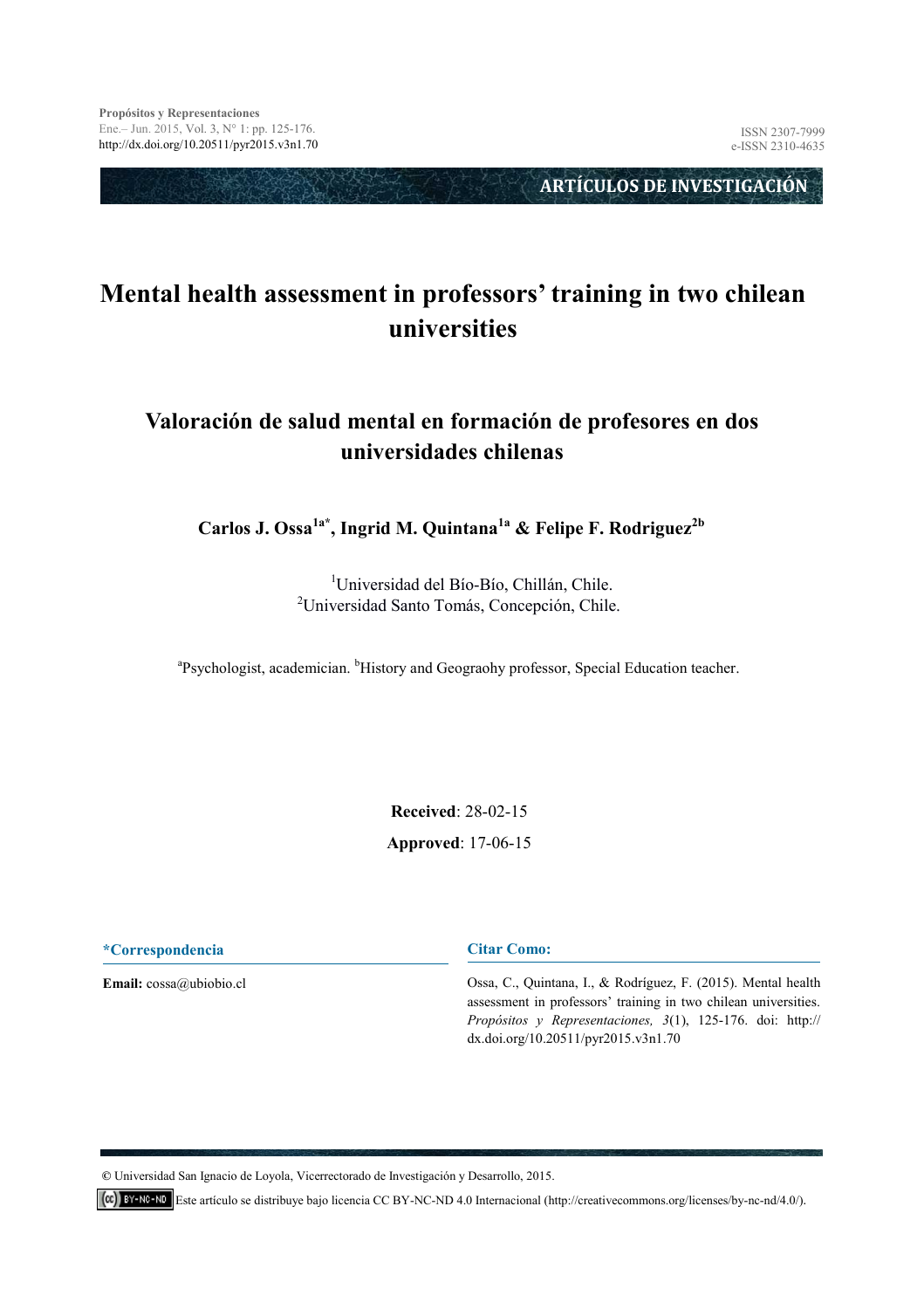ARTÍCULOS DE INVESTIGACIÓN

# Mental health assessment in professors' training in two chilean universities

## Valoración de salud mental en formación de profesores en dos universidades chilenas

**Carlos J. Ossa[1a*], Ingrid M. Quintana[1a] & Felipe F. Rodriguez[2b]**

[1]Universidad del Bío-Bío, Chillán, Chile.
[2]Universidad Santo Tomás, Concepción, Chile.

[a]Psychologist, academician. [b]History and Geograohy professor, Special Education teacher.

**Received**: 28-02-15

**Approved**: 17-06-15

**\*Correspondencia**

**Email:** cossa@ubiobio.cl

**Citar Como:**

Ossa, C., Quintana, I., & Rodríguez, F. (2015). Mental health assessment in professors' training in two chilean universities. *Propósitos y Representaciones, 3*(1), 125-176. doi: http://dx.doi.org/10.20511/pyr2015.v3n1.70

© Universidad San Ignacio de Loyola, Vicerrectorado de Investigación y Desarrollo, 2015.

Este artículo se distribuye bajo licencia CC BY-NC-ND 4.0 Internacional (http://creativecommons.org/licenses/by-nc-nd/4.0/).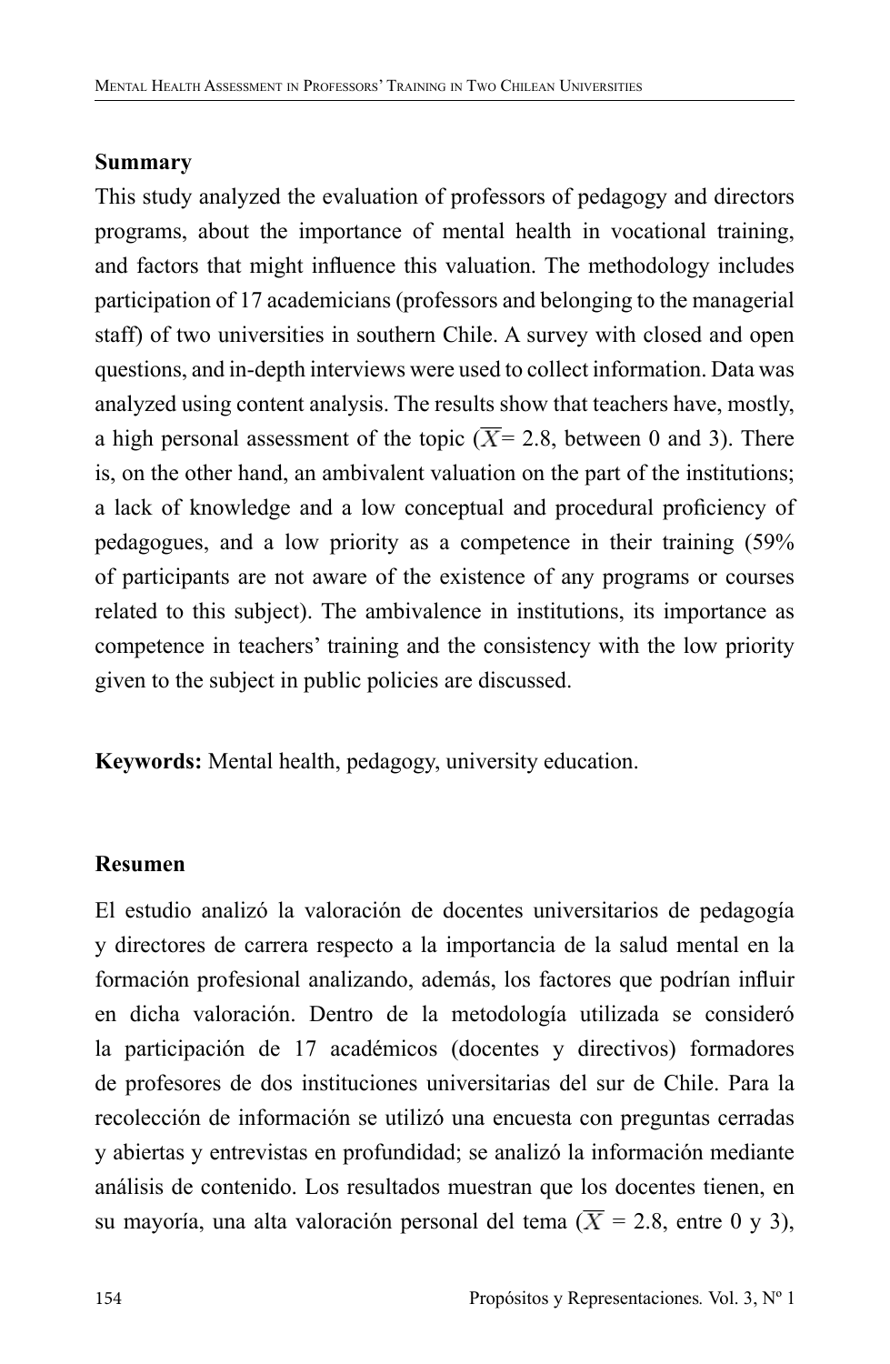## Summary

This study analyzed the evaluation of professors of pedagogy and directors programs, about the importance of mental health in vocational training, and factors that might influence this valuation. The methodology includes participation of 17 academicians (professors and belonging to the managerial staff) of two universities in southern Chile. A survey with closed and open questions, and in-depth interviews were used to collect information. Data was analyzed using content analysis. The results show that teachers have, mostly, a high personal assessment of the topic ($\overline{X}$= 2.8, between 0 and 3). There is, on the other hand, an ambivalent valuation on the part of the institutions; a lack of knowledge and a low conceptual and procedural proficiency of pedagogues, and a low priority as a competence in their training (59% of participants are not aware of the existence of any programs or courses related to this subject). The ambivalence in institutions, its importance as competence in teachers' training and the consistency with the low priority given to the subject in public policies are discussed.

**Keywords:** Mental health, pedagogy, university education.

## Resumen

El estudio analizó la valoración de docentes universitarios de pedagogía y directores de carrera respecto a la importancia de la salud mental en la formación profesional analizando, además, los factores que podrían influir en dicha valoración. Dentro de la metodología utilizada se consideró la participación de 17 académicos (docentes y directivos) formadores de profesores de dos instituciones universitarias del sur de Chile. Para la recolección de información se utilizó una encuesta con preguntas cerradas y abiertas y entrevistas en profundidad; se analizó la información mediante análisis de contenido. Los resultados muestran que los docentes tienen, en su mayoría, una alta valoración personal del tema ($\overline{X}$ = 2.8, entre 0 y 3),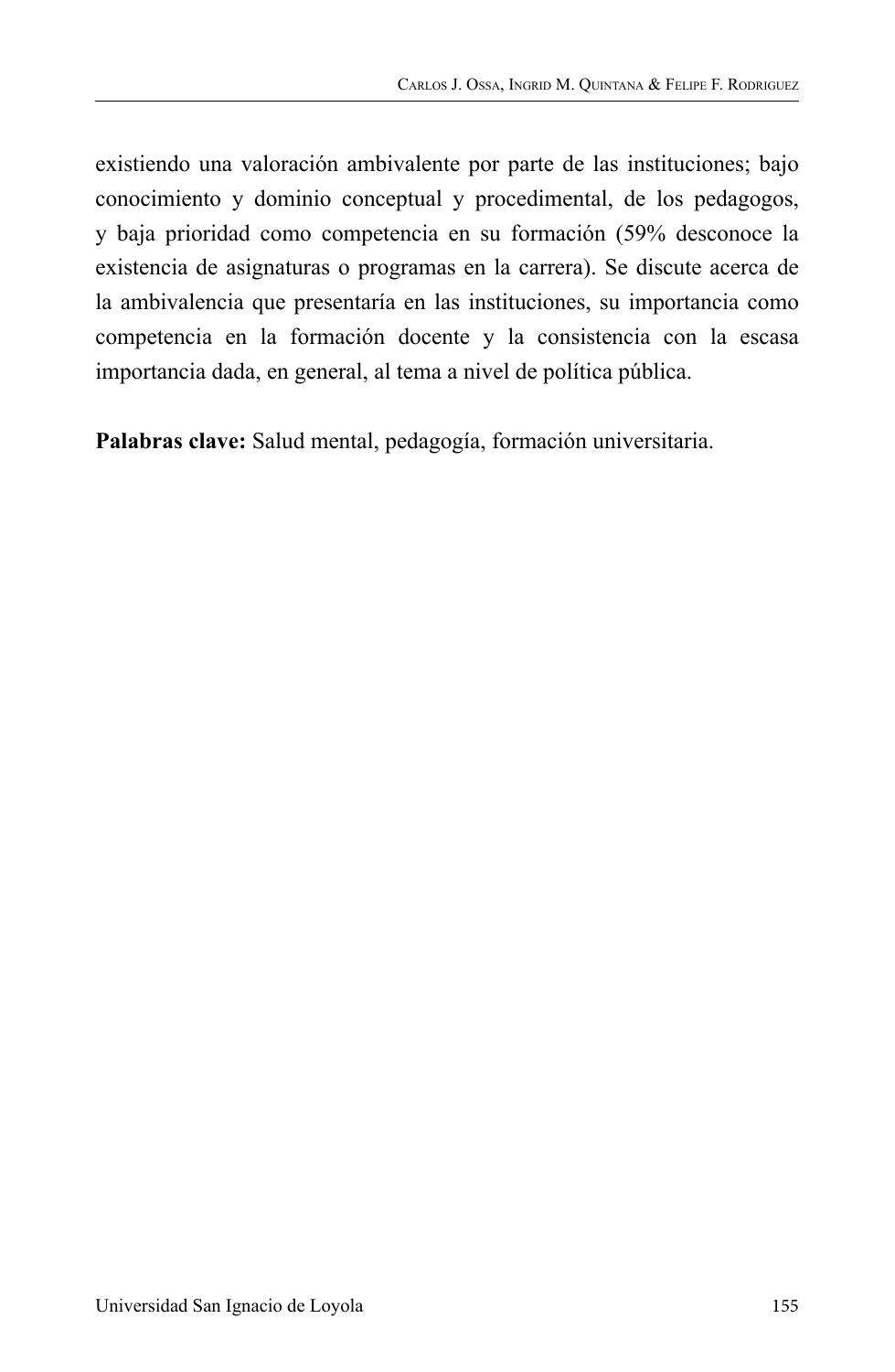existiendo una valoración ambivalente por parte de las instituciones; bajo conocimiento y dominio conceptual y procedimental, de los pedagogos, y baja prioridad como competencia en su formación (59% desconoce la existencia de asignaturas o programas en la carrera). Se discute acerca de la ambivalencia que presentaría en las instituciones, su importancia como competencia en la formación docente y la consistencia con la escasa importancia dada, en general, al tema a nivel de política pública.

**Palabras clave:** Salud mental, pedagogía, formación universitaria.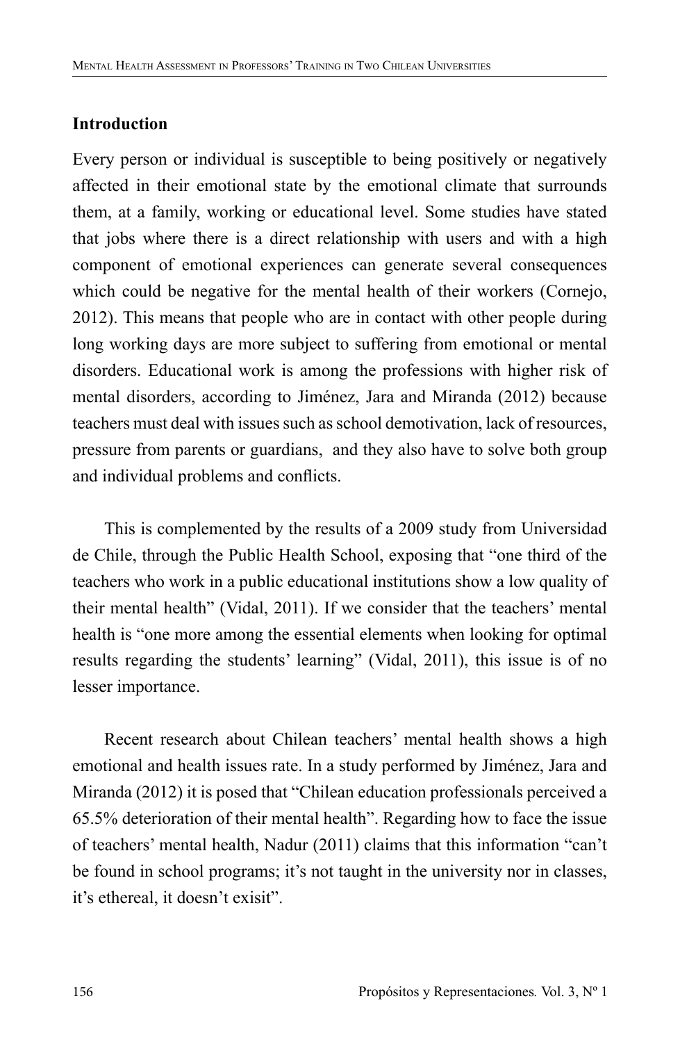## Introduction

Every person or individual is susceptible to being positively or negatively affected in their emotional state by the emotional climate that surrounds them, at a family, working or educational level. Some studies have stated that jobs where there is a direct relationship with users and with a high component of emotional experiences can generate several consequences which could be negative for the mental health of their workers (Cornejo, 2012). This means that people who are in contact with other people during long working days are more subject to suffering from emotional or mental disorders. Educational work is among the professions with higher risk of mental disorders, according to Jiménez, Jara and Miranda (2012) because teachers must deal with issues such as school demotivation, lack of resources, pressure from parents or guardians, and they also have to solve both group and individual problems and conflicts.

This is complemented by the results of a 2009 study from Universidad de Chile, through the Public Health School, exposing that "one third of the teachers who work in a public educational institutions show a low quality of their mental health" (Vidal, 2011). If we consider that the teachers' mental health is "one more among the essential elements when looking for optimal results regarding the students' learning" (Vidal, 2011), this issue is of no lesser importance.

Recent research about Chilean teachers' mental health shows a high emotional and health issues rate. In a study performed by Jiménez, Jara and Miranda (2012) it is posed that "Chilean education professionals perceived a 65.5% deterioration of their mental health". Regarding how to face the issue of teachers' mental health, Nadur (2011) claims that this information "can't be found in school programs; it's not taught in the university nor in classes, it's ethereal, it doesn't exisit".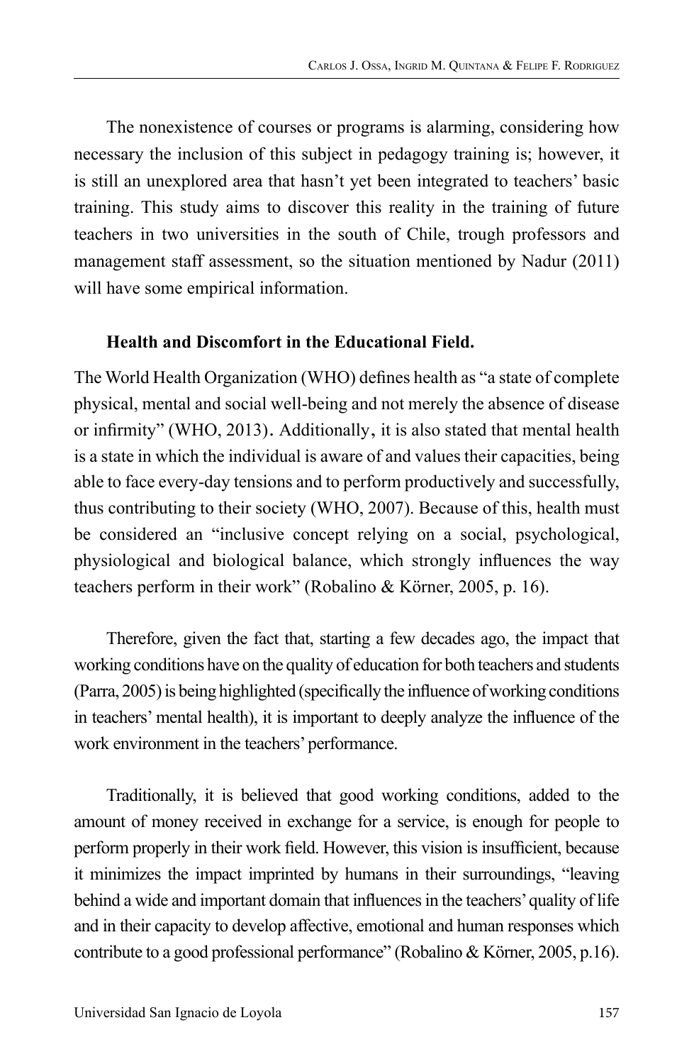The nonexistence of courses or programs is alarming, considering how necessary the inclusion of this subject in pedagogy training is; however, it is still an unexplored area that hasn't yet been integrated to teachers' basic training. This study aims to discover this reality in the training of future teachers in two universities in the south of Chile, trough professors and management staff assessment, so the situation mentioned by Nadur (2011) will have some empirical information.

**Health and Discomfort in the Educational Field.**

The World Health Organization (WHO) defines health as "a state of complete physical, mental and social well-being and not merely the absence of disease or infirmity" (WHO, 2013). Additionally, it is also stated that mental health is a state in which the individual is aware of and values their capacities, being able to face every-day tensions and to perform productively and successfully, thus contributing to their society (WHO, 2007). Because of this, health must be considered an "inclusive concept relying on a social, psychological, physiological and biological balance, which strongly influences the way teachers perform in their work" (Robalino & Körner, 2005, p. 16).

Therefore, given the fact that, starting a few decades ago, the impact that working conditions have on the quality of education for both teachers and students (Parra, 2005) is being highlighted (specifically the influence of working conditions in teachers' mental health), it is important to deeply analyze the influence of the work environment in the teachers' performance.

Traditionally, it is believed that good working conditions, added to the amount of money received in exchange for a service, is enough for people to perform properly in their work field. However, this vision is insufficient, because it minimizes the impact imprinted by humans in their surroundings, "leaving behind a wide and important domain that influences in the teachers' quality of life and in their capacity to develop affective, emotional and human responses which contribute to a good professional performance" (Robalino & Körner, 2005, p.16).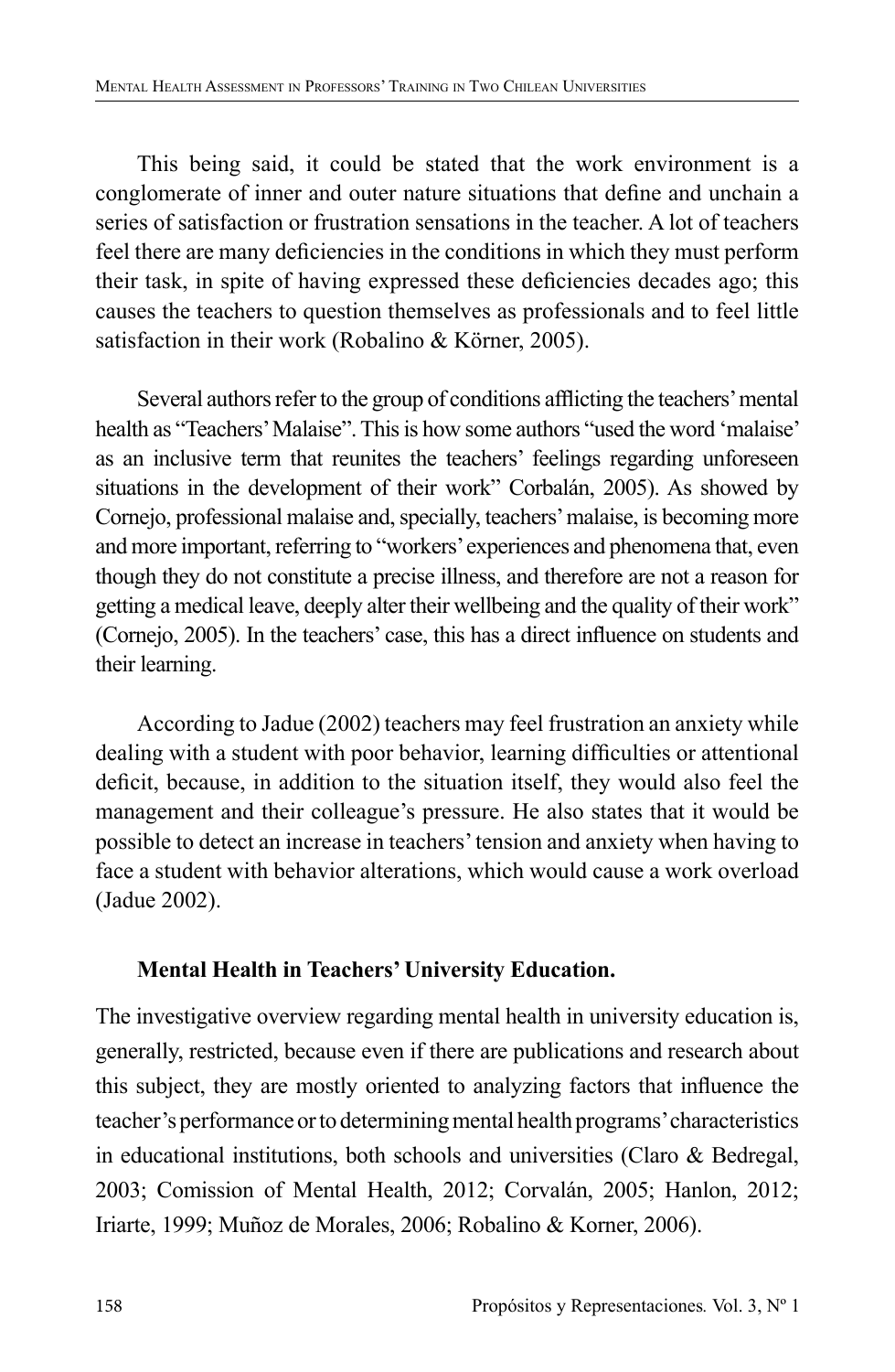This being said, it could be stated that the work environment is a conglomerate of inner and outer nature situations that define and unchain a series of satisfaction or frustration sensations in the teacher. A lot of teachers feel there are many deficiencies in the conditions in which they must perform their task, in spite of having expressed these deficiencies decades ago; this causes the teachers to question themselves as professionals and to feel little satisfaction in their work (Robalino & Körner, 2005).

Several authors refer to the group of conditions afflicting the teachers' mental health as "Teachers' Malaise". This is how some authors "used the word 'malaise' as an inclusive term that reunites the teachers' feelings regarding unforeseen situations in the development of their work" Corbalán, 2005). As showed by Cornejo, professional malaise and, specially, teachers' malaise, is becoming more and more important, referring to "workers' experiences and phenomena that, even though they do not constitute a precise illness, and therefore are not a reason for getting a medical leave, deeply alter their wellbeing and the quality of their work" (Cornejo, 2005). In the teachers' case, this has a direct influence on students and their learning.

According to Jadue (2002) teachers may feel frustration an anxiety while dealing with a student with poor behavior, learning difficulties or attentional deficit, because, in addition to the situation itself, they would also feel the management and their colleague's pressure. He also states that it would be possible to detect an increase in teachers' tension and anxiety when having to face a student with behavior alterations, which would cause a work overload (Jadue 2002).

### Mental Health in Teachers' University Education.

The investigative overview regarding mental health in university education is, generally, restricted, because even if there are publications and research about this subject, they are mostly oriented to analyzing factors that influence the teacher's performance or to determining mental health programs' characteristics in educational institutions, both schools and universities (Claro & Bedregal, 2003; Comission of Mental Health, 2012; Corvalán, 2005; Hanlon, 2012; Iriarte, 1999; Muñoz de Morales, 2006; Robalino & Korner, 2006).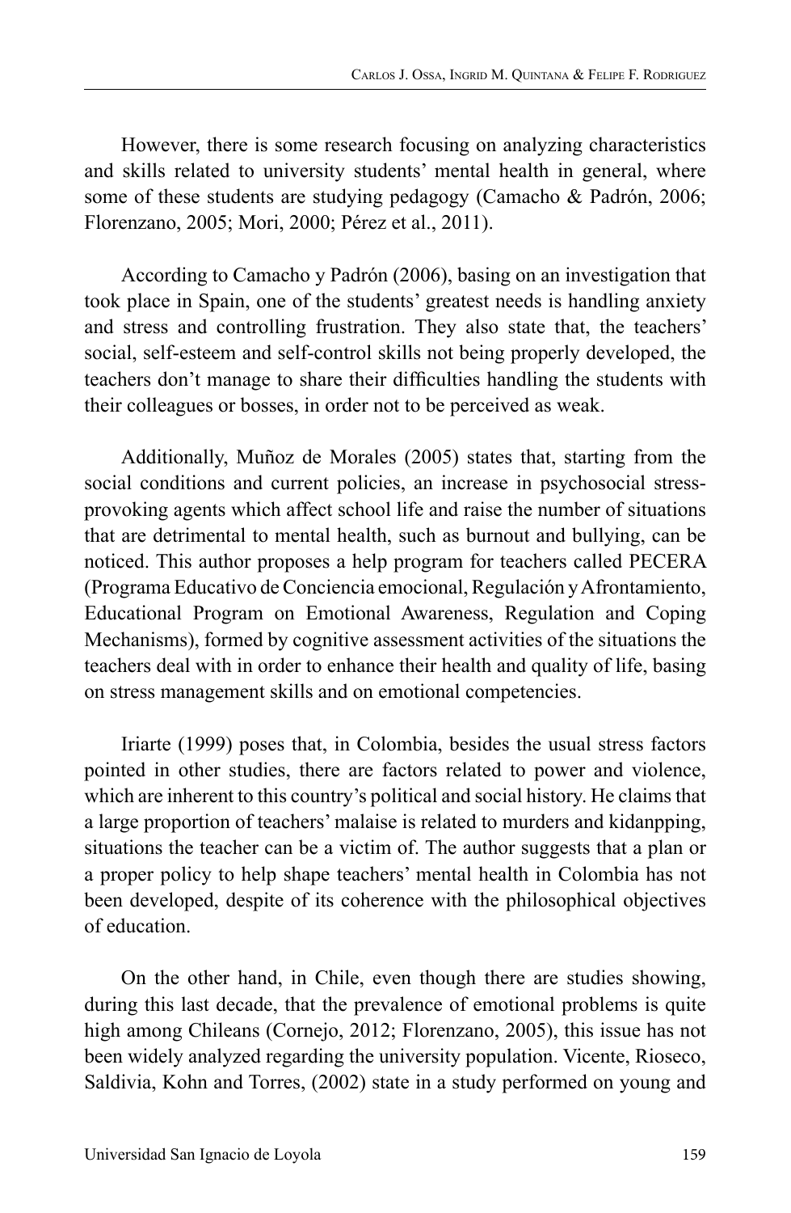However, there is some research focusing on analyzing characteristics and skills related to university students' mental health in general, where some of these students are studying pedagogy (Camacho & Padrón, 2006; Florenzano, 2005; Mori, 2000; Pérez et al., 2011).

According to Camacho y Padrón (2006), basing on an investigation that took place in Spain, one of the students' greatest needs is handling anxiety and stress and controlling frustration. They also state that, the teachers' social, self-esteem and self-control skills not being properly developed, the teachers don't manage to share their difficulties handling the students with their colleagues or bosses, in order not to be perceived as weak.

Additionally, Muñoz de Morales (2005) states that, starting from the social conditions and current policies, an increase in psychosocial stress-provoking agents which affect school life and raise the number of situations that are detrimental to mental health, such as burnout and bullying, can be noticed. This author proposes a help program for teachers called PECERA (Programa Educativo de Conciencia emocional, Regulación y Afrontamiento, Educational Program on Emotional Awareness, Regulation and Coping Mechanisms), formed by cognitive assessment activities of the situations the teachers deal with in order to enhance their health and quality of life, basing on stress management skills and on emotional competencies.

Iriarte (1999) poses that, in Colombia, besides the usual stress factors pointed in other studies, there are factors related to power and violence, which are inherent to this country's political and social history. He claims that a large proportion of teachers' malaise is related to murders and kidanpping, situations the teacher can be a victim of. The author suggests that a plan or a proper policy to help shape teachers' mental health in Colombia has not been developed, despite of its coherence with the philosophical objectives of education.

On the other hand, in Chile, even though there are studies showing, during this last decade, that the prevalence of emotional problems is quite high among Chileans (Cornejo, 2012; Florenzano, 2005), this issue has not been widely analyzed regarding the university population. Vicente, Rioseco, Saldivia, Kohn and Torres, (2002) state in a study performed on young and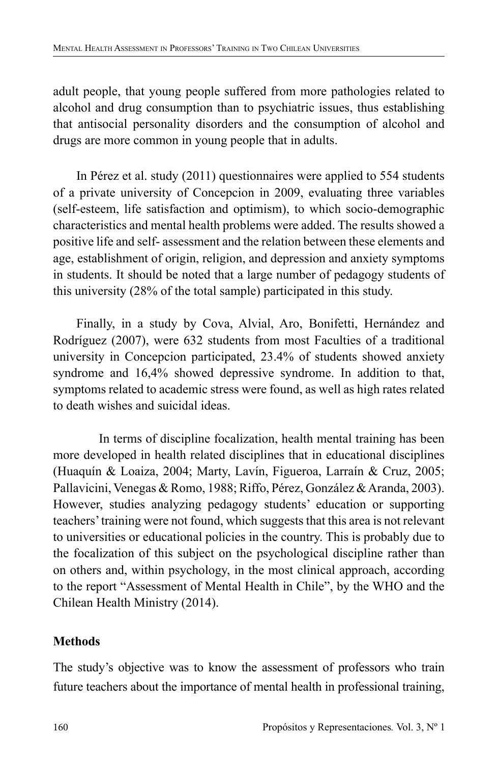adult people, that young people suffered from more pathologies related to alcohol and drug consumption than to psychiatric issues, thus establishing that antisocial personality disorders and the consumption of alcohol and drugs are more common in young people that in adults.

In Pérez et al. study (2011) questionnaires were applied to 554 students of a private university of Concepcion in 2009, evaluating three variables (self-esteem, life satisfaction and optimism), to which socio-demographic characteristics and mental health problems were added. The results showed a positive life and self- assessment and the relation between these elements and age, establishment of origin, religion, and depression and anxiety symptoms in students. It should be noted that a large number of pedagogy students of this university (28% of the total sample) participated in this study.

Finally, in a study by Cova, Alvial, Aro, Bonifetti, Hernández and Rodríguez (2007), were 632 students from most Faculties of a traditional university in Concepcion participated, 23.4% of students showed anxiety syndrome and 16,4% showed depressive syndrome. In addition to that, symptoms related to academic stress were found, as well as high rates related to death wishes and suicidal ideas.

In terms of discipline focalization, health mental training has been more developed in health related disciplines that in educational disciplines (Huaquín & Loaiza, 2004; Marty, Lavín, Figueroa, Larraín & Cruz, 2005; Pallavicini, Venegas & Romo, 1988; Riffo, Pérez, González & Aranda, 2003). However, studies analyzing pedagogy students' education or supporting teachers' training were not found, which suggests that this area is not relevant to universities or educational policies in the country. This is probably due to the focalization of this subject on the psychological discipline rather than on others and, within psychology, in the most clinical approach, according to the report "Assessment of Mental Health in Chile", by the WHO and the Chilean Health Ministry (2014).

## Methods

The study's objective was to know the assessment of professors who train future teachers about the importance of mental health in professional training,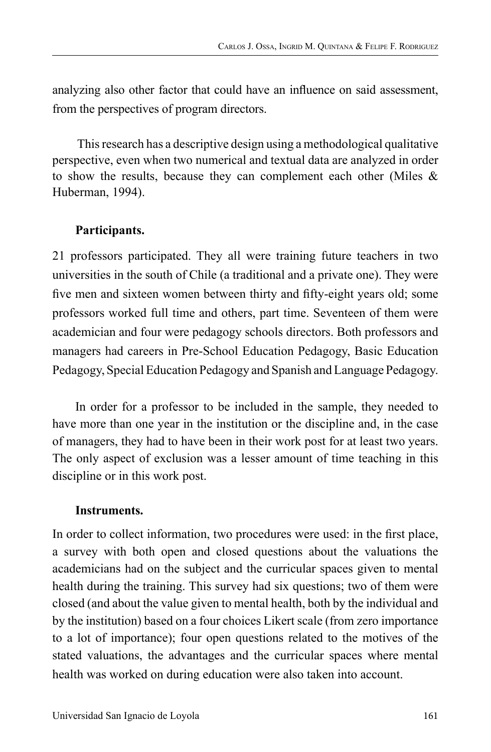analyzing also other factor that could have an influence on said assessment, from the perspectives of program directors.

This research has a descriptive design using a methodological qualitative perspective, even when two numerical and textual data are analyzed in order to show the results, because they can complement each other (Miles & Huberman, 1994).

**Participants.**

21 professors participated. They all were training future teachers in two universities in the south of Chile (a traditional and a private one). They were five men and sixteen women between thirty and fifty-eight years old; some professors worked full time and others, part time. Seventeen of them were academician and four were pedagogy schools directors. Both professors and managers had careers in Pre-School Education Pedagogy, Basic Education Pedagogy, Special Education Pedagogy and Spanish and Language Pedagogy.

In order for a professor to be included in the sample, they needed to have more than one year in the institution or the discipline and, in the case of managers, they had to have been in their work post for at least two years. The only aspect of exclusion was a lesser amount of time teaching in this discipline or in this work post.

**Instruments.**

In order to collect information, two procedures were used: in the first place, a survey with both open and closed questions about the valuations the academicians had on the subject and the curricular spaces given to mental health during the training. This survey had six questions; two of them were closed (and about the value given to mental health, both by the individual and by the institution) based on a four choices Likert scale (from zero importance to a lot of importance); four open questions related to the motives of the stated valuations, the advantages and the curricular spaces where mental health was worked on during education were also taken into account.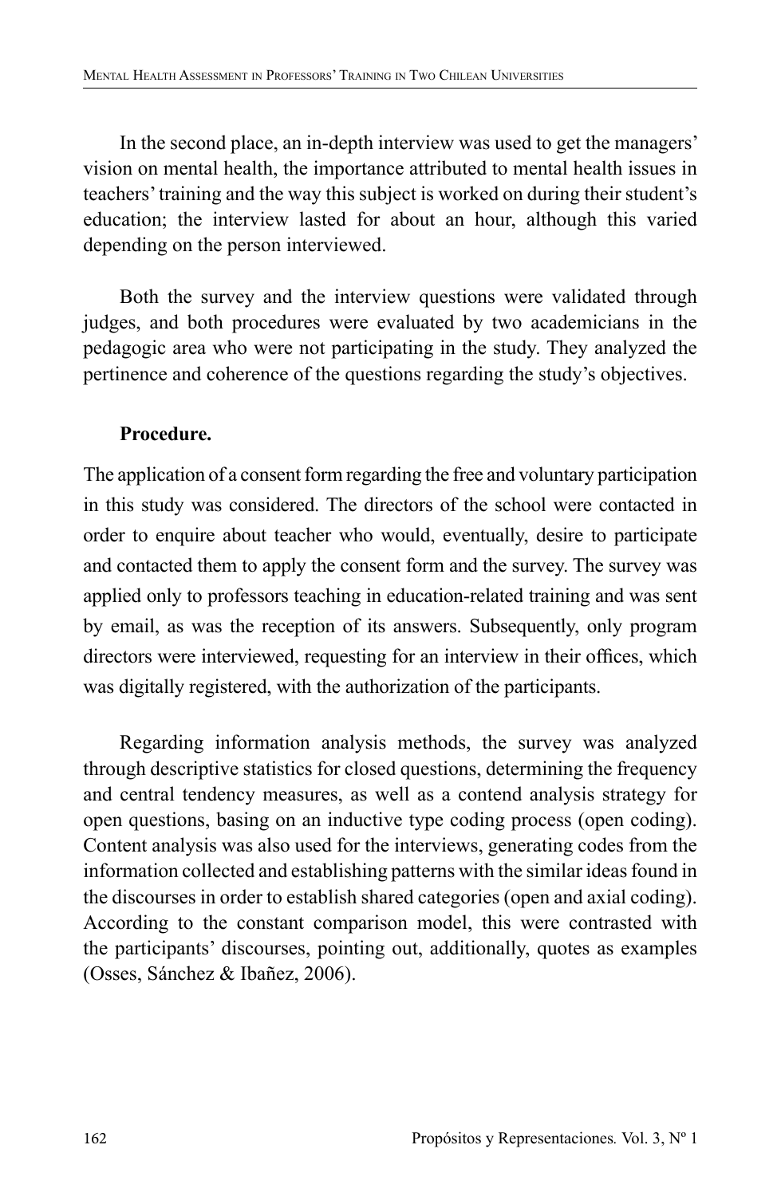In the second place, an in-depth interview was used to get the managers' vision on mental health, the importance attributed to mental health issues in teachers' training and the way this subject is worked on during their student's education; the interview lasted for about an hour, although this varied depending on the person interviewed.

Both the survey and the interview questions were validated through judges, and both procedures were evaluated by two academicians in the pedagogic area who were not participating in the study. They analyzed the pertinence and coherence of the questions regarding the study's objectives.

**Procedure.**

The application of a consent form regarding the free and voluntary participation in this study was considered. The directors of the school were contacted in order to enquire about teacher who would, eventually, desire to participate and contacted them to apply the consent form and the survey. The survey was applied only to professors teaching in education-related training and was sent by email, as was the reception of its answers. Subsequently, only program directors were interviewed, requesting for an interview in their offices, which was digitally registered, with the authorization of the participants.

Regarding information analysis methods, the survey was analyzed through descriptive statistics for closed questions, determining the frequency and central tendency measures, as well as a contend analysis strategy for open questions, basing on an inductive type coding process (open coding). Content analysis was also used for the interviews, generating codes from the information collected and establishing patterns with the similar ideas found in the discourses in order to establish shared categories (open and axial coding). According to the constant comparison model, this were contrasted with the participants' discourses, pointing out, additionally, quotes as examples (Osses, Sánchez & Ibañez, 2006).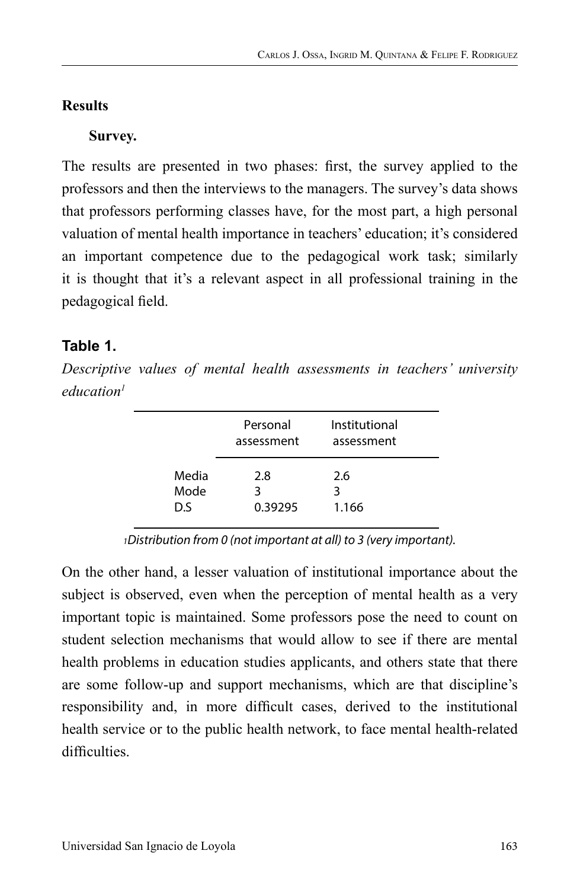## Results

### Survey.

The results are presented in two phases: first, the survey applied to the professors and then the interviews to the managers. The survey's data shows that professors performing classes have, for the most part, a high personal valuation of mental health importance in teachers' education; it's considered an important competence due to the pedagogical work task; similarly it is thought that it's a relevant aspect in all professional training in the pedagogical field.

**Table 1.**

*Descriptive values of mental health assessments in teachers' university education*[1]

| | Personal assessment | Institutional assessment |
|---|---|---|
| Media | 2.8 | 2.6 |
| Mode | 3 | 3 |
| D.S | 0.39295 | 1.166 |

*[1]Distribution from 0 (not important at all) to 3 (very important).*

On the other hand, a lesser valuation of institutional importance about the subject is observed, even when the perception of mental health as a very important topic is maintained. Some professors pose the need to count on student selection mechanisms that would allow to see if there are mental health problems in education studies applicants, and others state that there are some follow-up and support mechanisms, which are that discipline's responsibility and, in more difficult cases, derived to the institutional health service or to the public health network, to face mental health-related difficulties.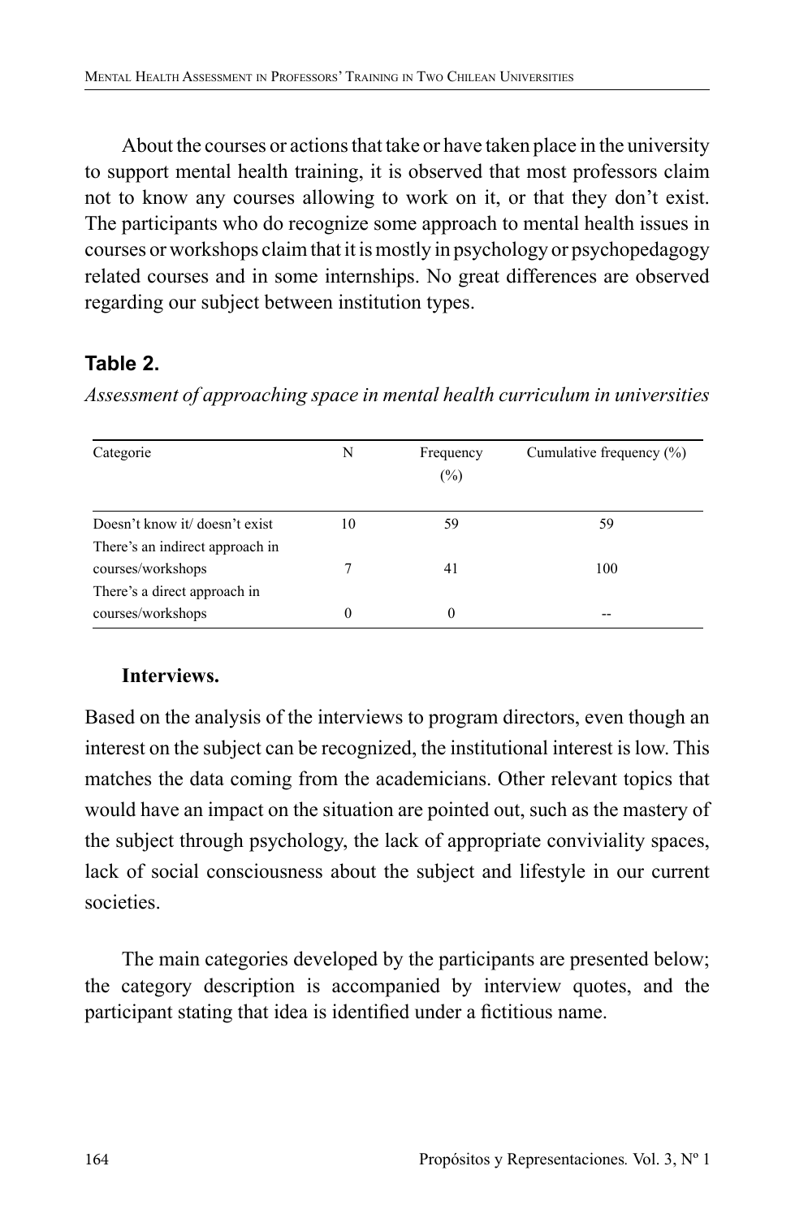About the courses or actions that take or have taken place in the university to support mental health training, it is observed that most professors claim not to know any courses allowing to work on it, or that they don't exist. The participants who do recognize some approach to mental health issues in courses or workshops claim that it is mostly in psychology or psychopedagogy related courses and in some internships. No great differences are observed regarding our subject between institution types.

**Table 2.**

*Assessment of approaching space in mental health curriculum in universities*

| Categorie | N | Frequency (%) | Cumulative frequency (%) |
|---|---|---|---|
| Doesn't know it/ doesn't exist | 10 | 59 | 59 |
| There's an indirect approach in courses/workshops | 7 | 41 | 100 |
| There's a direct approach in courses/workshops | 0 | 0 | -- |

**Interviews.**

Based on the analysis of the interviews to program directors, even though an interest on the subject can be recognized, the institutional interest is low. This matches the data coming from the academicians. Other relevant topics that would have an impact on the situation are pointed out, such as the mastery of the subject through psychology, the lack of appropriate conviviality spaces, lack of social consciousness about the subject and lifestyle in our current societies.

The main categories developed by the participants are presented below; the category description is accompanied by interview quotes, and the participant stating that idea is identified under a fictitious name.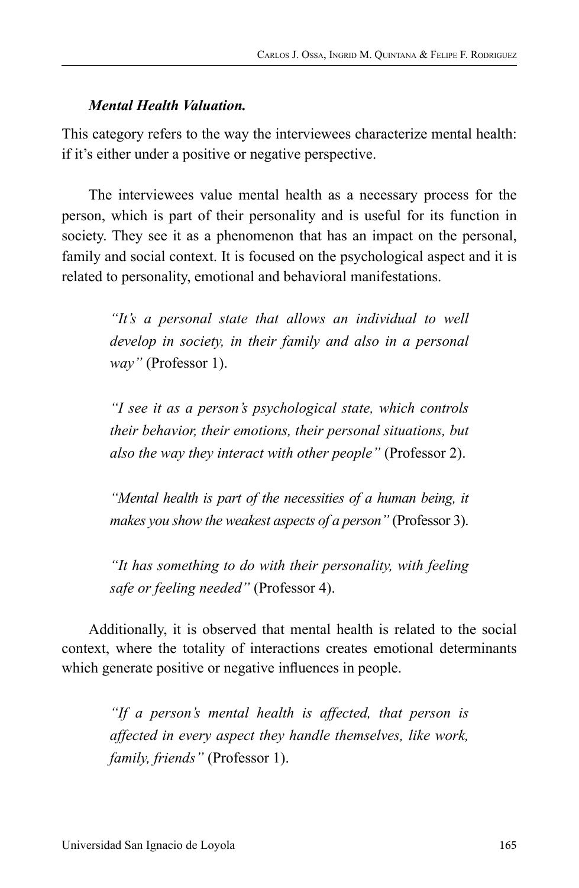***Mental Health Valuation.***

This category refers to the way the interviewees characterize mental health: if it's either under a positive or negative perspective.

The interviewees value mental health as a necessary process for the person, which is part of their personality and is useful for its function in society. They see it as a phenomenon that has an impact on the personal, family and social context. It is focused on the psychological aspect and it is related to personality, emotional and behavioral manifestations.

> *"It's a personal state that allows an individual to well develop in society, in their family and also in a personal way"* (Professor 1).

> *"I see it as a person's psychological state, which controls their behavior, their emotions, their personal situations, but also the way they interact with other people"* (Professor 2).

> *"Mental health is part of the necessities of a human being, it makes you show the weakest aspects of a person"* (Professor 3).

> *"It has something to do with their personality, with feeling safe or feeling needed"* (Professor 4).

Additionally, it is observed that mental health is related to the social context, where the totality of interactions creates emotional determinants which generate positive or negative influences in people.

> *"If a person's mental health is affected, that person is affected in every aspect they handle themselves, like work, family, friends"* (Professor 1).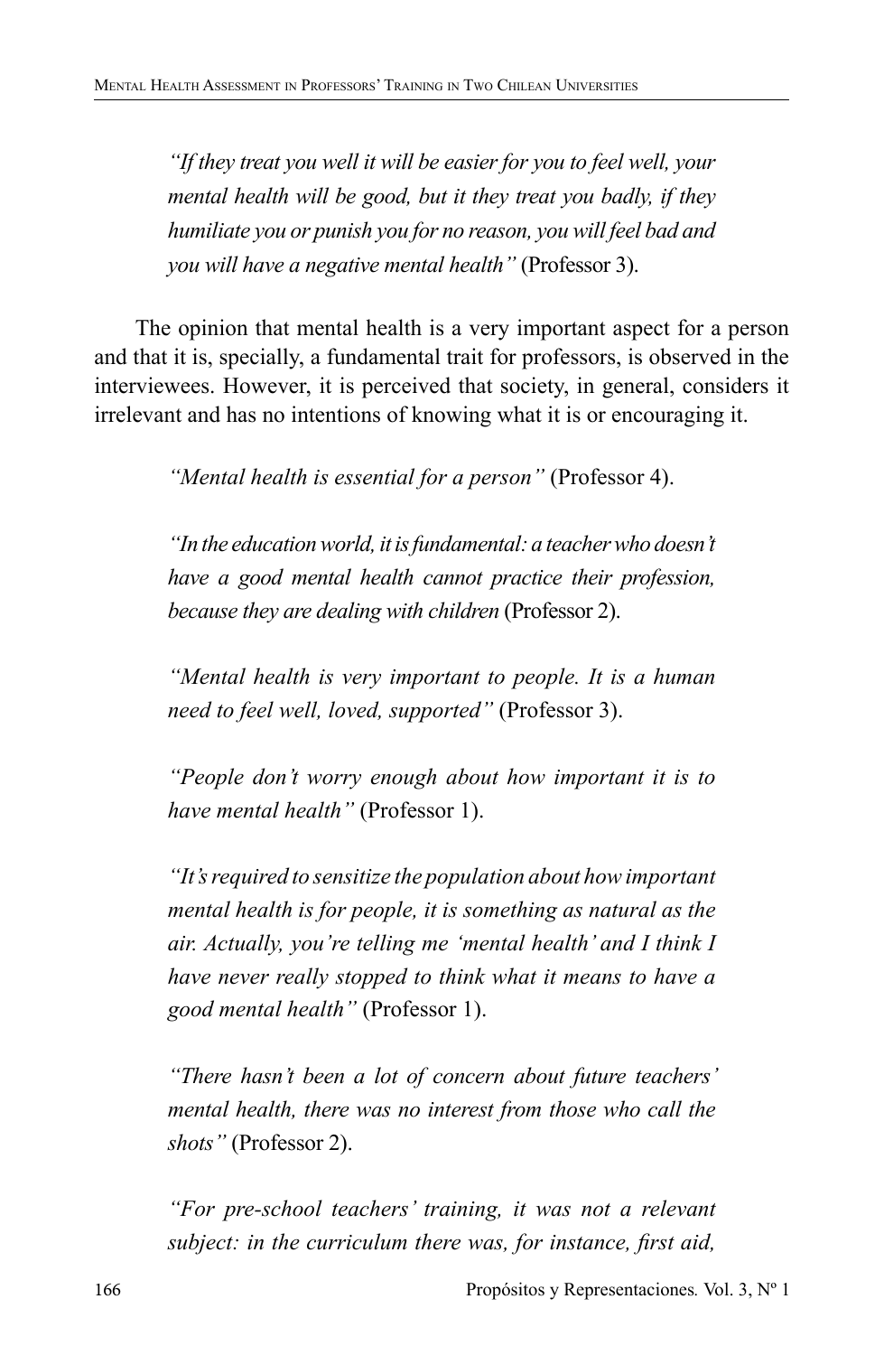> *"If they treat you well it will be easier for you to feel well, your mental health will be good, but it they treat you badly, if they humiliate you or punish you for no reason, you will feel bad and you will have a negative mental health"* (Professor 3).

The opinion that mental health is a very important aspect for a person and that it is, specially, a fundamental trait for professors, is observed in the interviewees. However, it is perceived that society, in general, considers it irrelevant and has no intentions of knowing what it is or encouraging it.

> *"Mental health is essential for a person"* (Professor 4).

> *"In the education world, it is fundamental: a teacher who doesn't have a good mental health cannot practice their profession, because they are dealing with children* (Professor 2).

> *"Mental health is very important to people. It is a human need to feel well, loved, supported"* (Professor 3).

> *"People don't worry enough about how important it is to have mental health"* (Professor 1).

> *"It's required to sensitize the population about how important mental health is for people, it is something as natural as the air. Actually, you're telling me 'mental health' and I think I have never really stopped to think what it means to have a good mental health"* (Professor 1).

> *"There hasn't been a lot of concern about future teachers' mental health, there was no interest from those who call the shots"* (Professor 2).

> *"For pre-school teachers' training, it was not a relevant subject: in the curriculum there was, for instance, first aid,*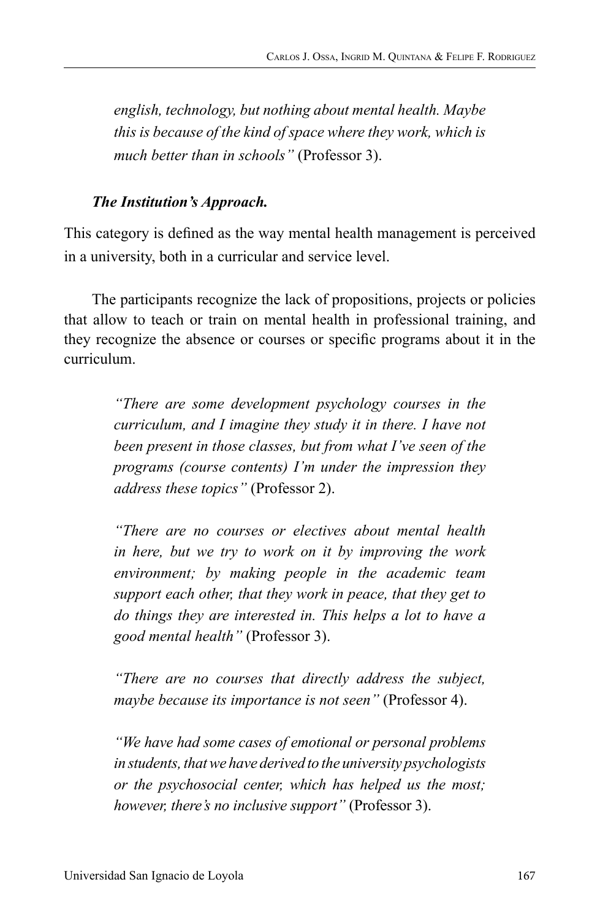*english, technology, but nothing about mental health. Maybe this is because of the kind of space where they work, which is much better than in schools"* (Professor 3).

***The Institution's Approach.***

This category is defined as the way mental health management is perceived in a university, both in a curricular and service level.

The participants recognize the lack of propositions, projects or policies that allow to teach or train on mental health in professional training, and they recognize the absence or courses or specific programs about it in the curriculum.

> *"There are some development psychology courses in the curriculum, and I imagine they study it in there. I have not been present in those classes, but from what I've seen of the programs (course contents) I'm under the impression they address these topics"* (Professor 2).

> *"There are no courses or electives about mental health in here, but we try to work on it by improving the work environment; by making people in the academic team support each other, that they work in peace, that they get to do things they are interested in. This helps a lot to have a good mental health"* (Professor 3).

> *"There are no courses that directly address the subject, maybe because its importance is not seen"* (Professor 4).

> *"We have had some cases of emotional or personal problems in students, that we have derived to the university psychologists or the psychosocial center, which has helped us the most; however, there's no inclusive support"* (Professor 3).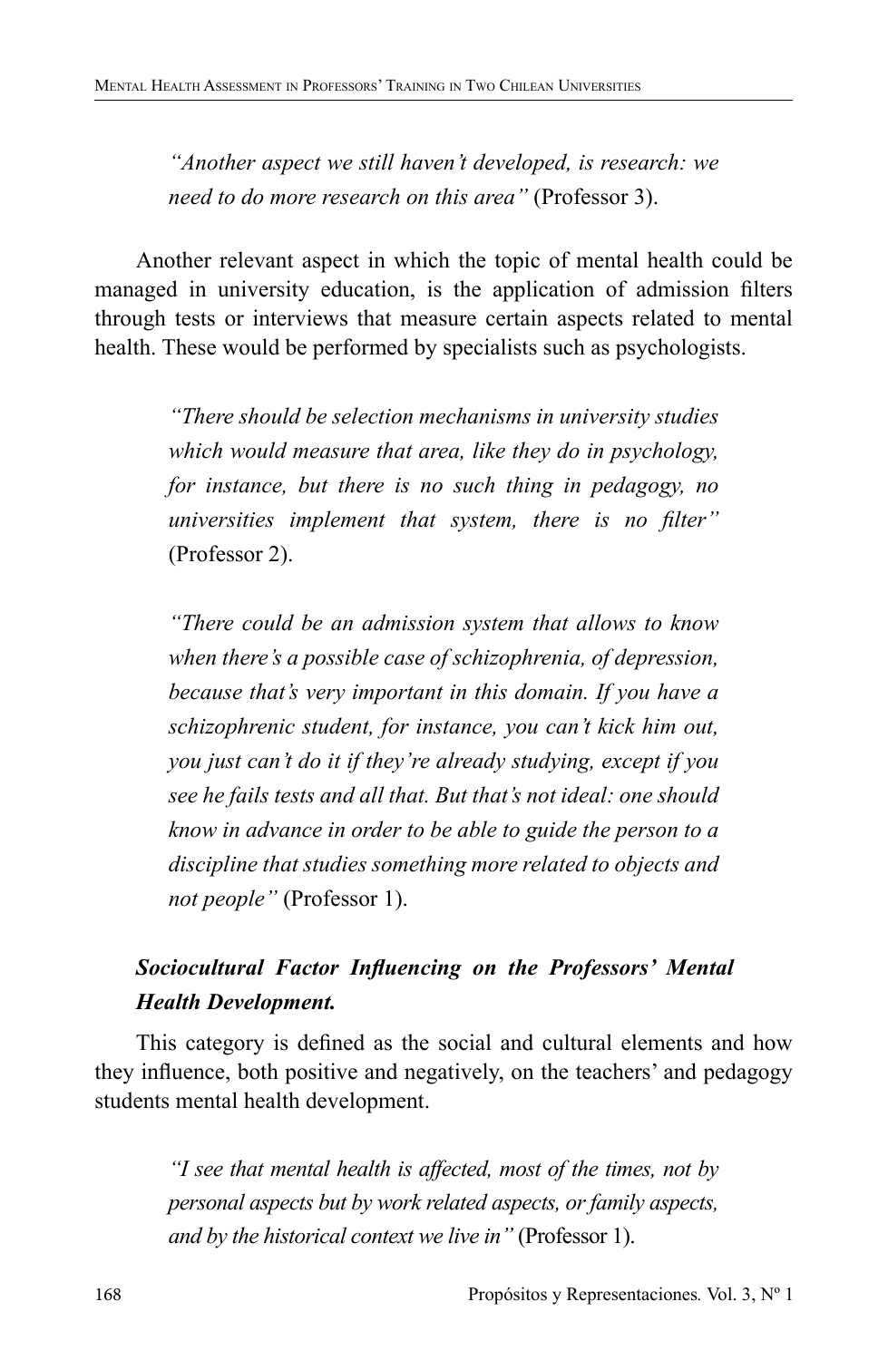*"Another aspect we still haven't developed, is research: we need to do more research on this area"* (Professor 3).

Another relevant aspect in which the topic of mental health could be managed in university education, is the application of admission filters through tests or interviews that measure certain aspects related to mental health. These would be performed by specialists such as psychologists.

*"There should be selection mechanisms in university studies which would measure that area, like they do in psychology, for instance, but there is no such thing in pedagogy, no universities implement that system, there is no filter"* (Professor 2).

*"There could be an admission system that allows to know when there's a possible case of schizophrenia, of depression, because that's very important in this domain. If you have a schizophrenic student, for instance, you can't kick him out, you just can't do it if they're already studying, except if you see he fails tests and all that. But that's not ideal: one should know in advance in order to be able to guide the person to a discipline that studies something more related to objects and not people"* (Professor 1).

### *Sociocultural Factor Influencing on the Professors' Mental Health Development.*

This category is defined as the social and cultural elements and how they influence, both positive and negatively, on the teachers' and pedagogy students mental health development.

*"I see that mental health is affected, most of the times, not by personal aspects but by work related aspects, or family aspects, and by the historical context we live in"* (Professor 1).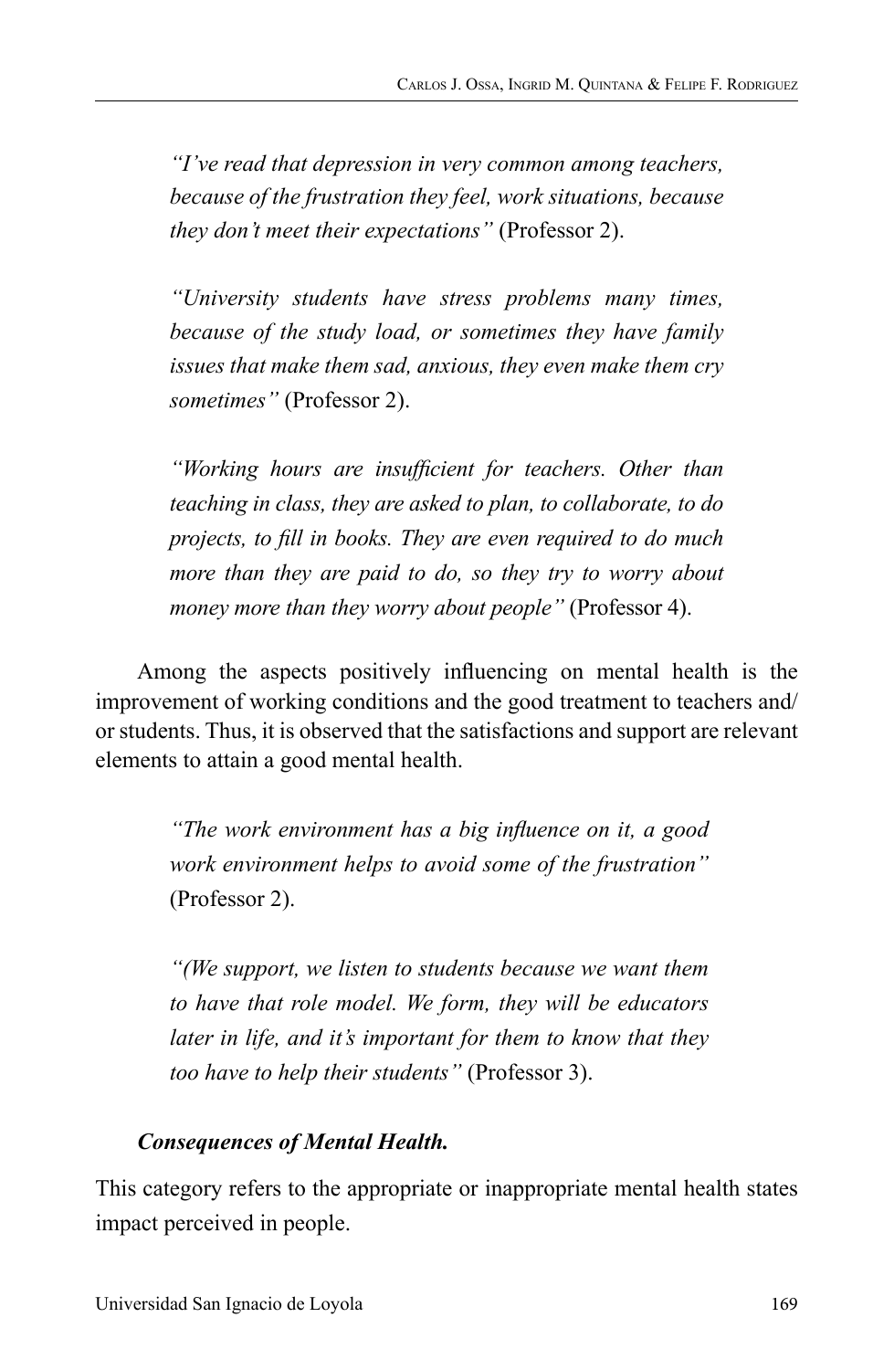> *"I've read that depression in very common among teachers, because of the frustration they feel, work situations, because they don't meet their expectations"* (Professor 2).

> *"University students have stress problems many times, because of the study load, or sometimes they have family issues that make them sad, anxious, they even make them cry sometimes"* (Professor 2).

> *"Working hours are insufficient for teachers. Other than teaching in class, they are asked to plan, to collaborate, to do projects, to fill in books. They are even required to do much more than they are paid to do, so they try to worry about money more than they worry about people"* (Professor 4).

Among the aspects positively influencing on mental health is the improvement of working conditions and the good treatment to teachers and/or students. Thus, it is observed that the satisfactions and support are relevant elements to attain a good mental health.

> *"The work environment has a big influence on it, a good work environment helps to avoid some of the frustration"* (Professor 2).

> *"(We support, we listen to students because we want them to have that role model. We form, they will be educators later in life, and it's important for them to know that they too have to help their students"* (Professor 3).

***Consequences of Mental Health.***

This category refers to the appropriate or inappropriate mental health states impact perceived in people.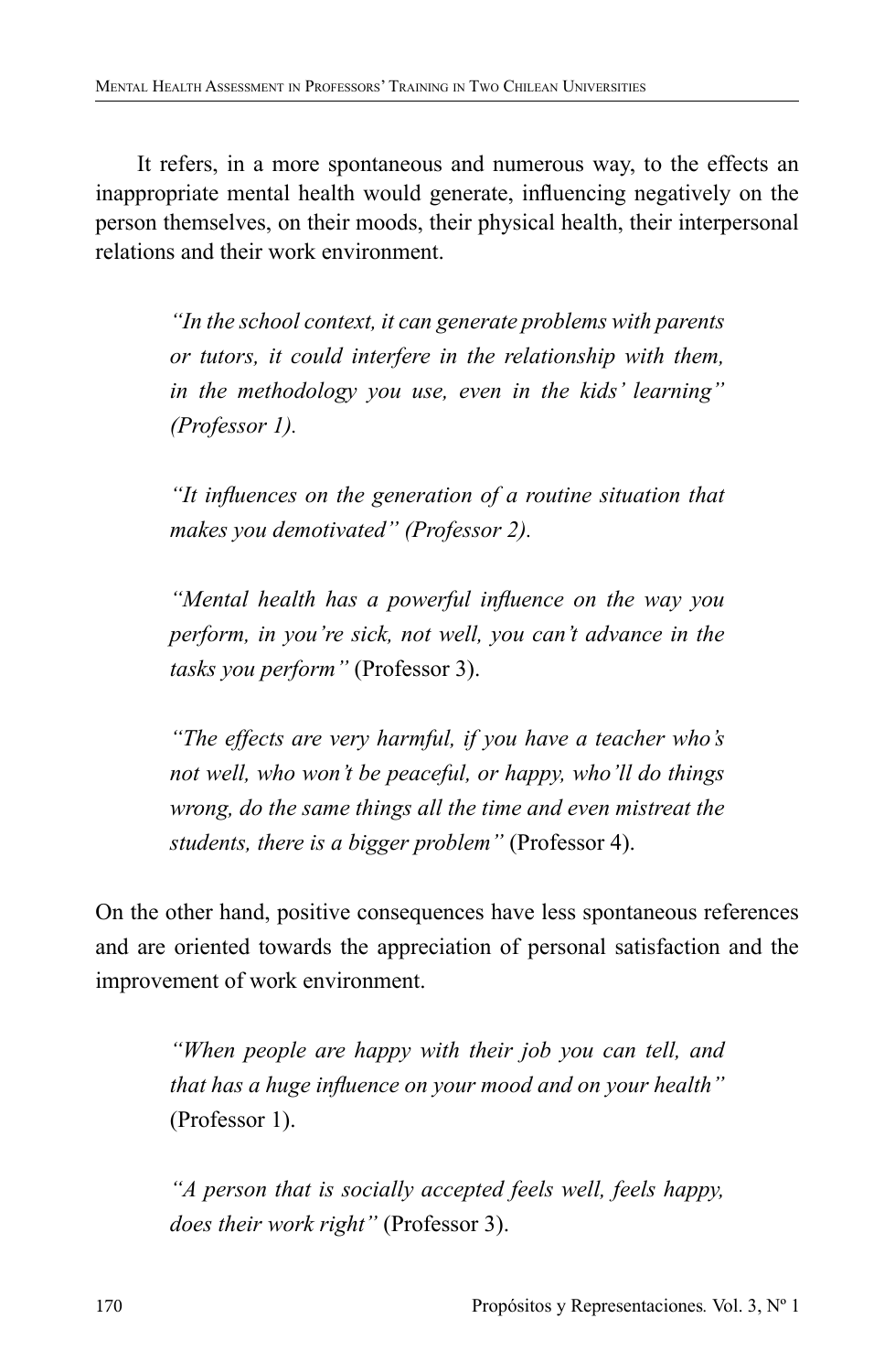It refers, in a more spontaneous and numerous way, to the effects an inappropriate mental health would generate, influencing negatively on the person themselves, on their moods, their physical health, their interpersonal relations and their work environment.

> *"In the school context, it can generate problems with parents or tutors, it could interfere in the relationship with them, in the methodology you use, even in the kids' learning" (Professor 1).*
>
> *"It influences on the generation of a routine situation that makes you demotivated" (Professor 2).*
>
> *"Mental health has a powerful influence on the way you perform, in you're sick, not well, you can't advance in the tasks you perform"* (Professor 3).
>
> *"The effects are very harmful, if you have a teacher who's not well, who won't be peaceful, or happy, who'll do things wrong, do the same things all the time and even mistreat the students, there is a bigger problem"* (Professor 4).

On the other hand, positive consequences have less spontaneous references and are oriented towards the appreciation of personal satisfaction and the improvement of work environment.

> *"When people are happy with their job you can tell, and that has a huge influence on your mood and on your health"* (Professor 1).
>
> *"A person that is socially accepted feels well, feels happy, does their work right"* (Professor 3).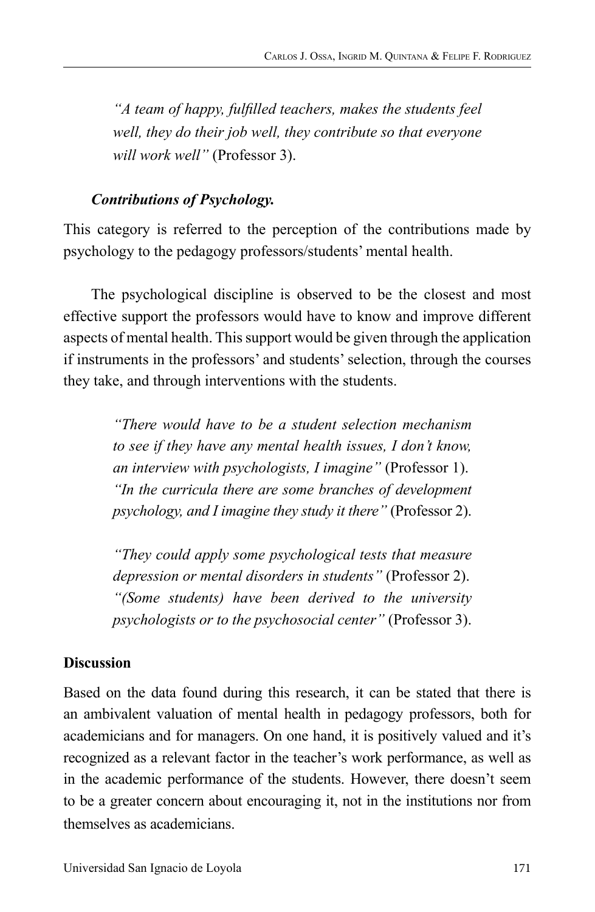> *"A team of happy, fulfilled teachers, makes the students feel well, they do their job well, they contribute so that everyone will work well"* (Professor 3).

***Contributions of Psychology.***

This category is referred to the perception of the contributions made by psychology to the pedagogy professors/students' mental health.

The psychological discipline is observed to be the closest and most effective support the professors would have to know and improve different aspects of mental health. This support would be given through the application if instruments in the professors' and students' selection, through the courses they take, and through interventions with the students.

> *"There would have to be a student selection mechanism to see if they have any mental health issues, I don't know, an interview with psychologists, I imagine"* (Professor 1).
> *"In the curricula there are some branches of development psychology, and I imagine they study it there"* (Professor 2).
>
> *"They could apply some psychological tests that measure depression or mental disorders in students"* (Professor 2).
> *"(Some students) have been derived to the university psychologists or to the psychosocial center"* (Professor 3).

## Discussion

Based on the data found during this research, it can be stated that there is an ambivalent valuation of mental health in pedagogy professors, both for academicians and for managers. On one hand, it is positively valued and it's recognized as a relevant factor in the teacher's work performance, as well as in the academic performance of the students. However, there doesn't seem to be a greater concern about encouraging it, not in the institutions nor from themselves as academicians.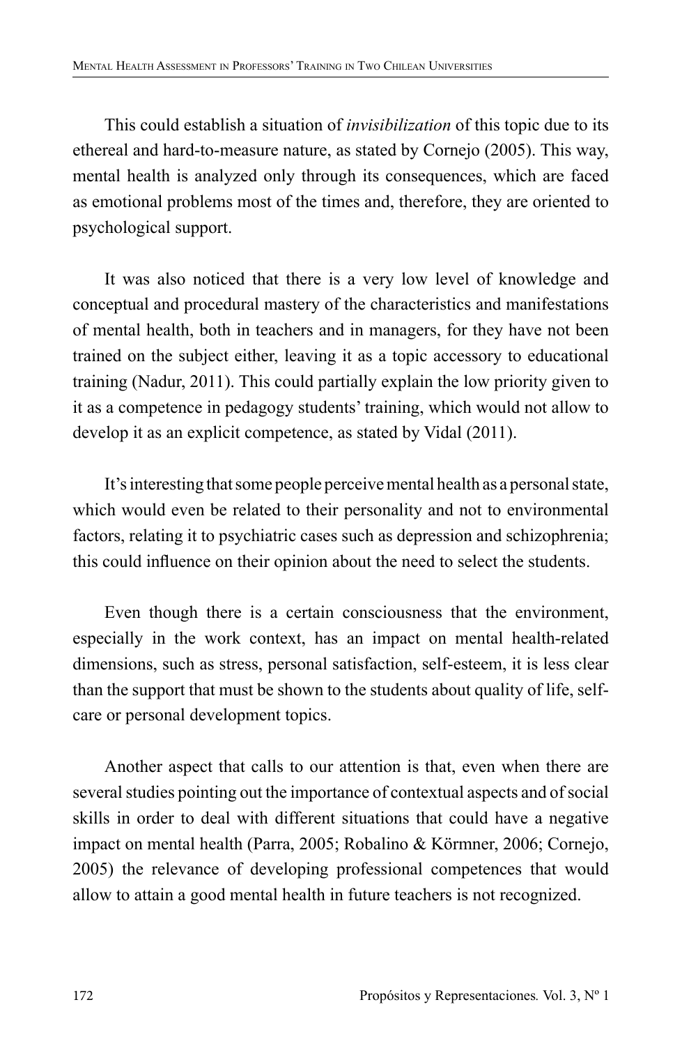This could establish a situation of *invisibilization* of this topic due to its ethereal and hard-to-measure nature, as stated by Cornejo (2005). This way, mental health is analyzed only through its consequences, which are faced as emotional problems most of the times and, therefore, they are oriented to psychological support.

It was also noticed that there is a very low level of knowledge and conceptual and procedural mastery of the characteristics and manifestations of mental health, both in teachers and in managers, for they have not been trained on the subject either, leaving it as a topic accessory to educational training (Nadur, 2011). This could partially explain the low priority given to it as a competence in pedagogy students' training, which would not allow to develop it as an explicit competence, as stated by Vidal (2011).

It's interesting that some people perceive mental health as a personal state, which would even be related to their personality and not to environmental factors, relating it to psychiatric cases such as depression and schizophrenia; this could influence on their opinion about the need to select the students.

Even though there is a certain consciousness that the environment, especially in the work context, has an impact on mental health-related dimensions, such as stress, personal satisfaction, self-esteem, it is less clear than the support that must be shown to the students about quality of life, self-care or personal development topics.

Another aspect that calls to our attention is that, even when there are several studies pointing out the importance of contextual aspects and of social skills in order to deal with different situations that could have a negative impact on mental health (Parra, 2005; Robalino & Körmner, 2006; Cornejo, 2005) the relevance of developing professional competences that would allow to attain a good mental health in future teachers is not recognized.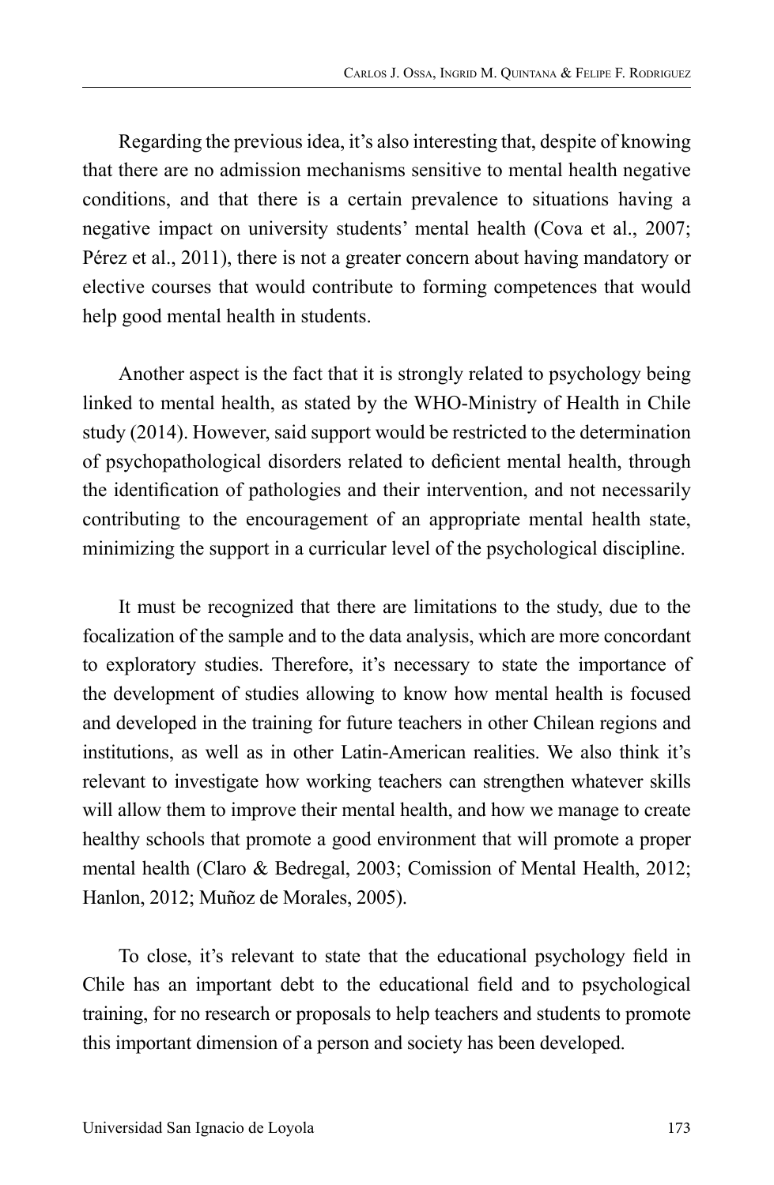Regarding the previous idea, it's also interesting that, despite of knowing that there are no admission mechanisms sensitive to mental health negative conditions, and that there is a certain prevalence to situations having a negative impact on university students' mental health (Cova et al., 2007; Pérez et al., 2011), there is not a greater concern about having mandatory or elective courses that would contribute to forming competences that would help good mental health in students.

Another aspect is the fact that it is strongly related to psychology being linked to mental health, as stated by the WHO-Ministry of Health in Chile study (2014). However, said support would be restricted to the determination of psychopathological disorders related to deficient mental health, through the identification of pathologies and their intervention, and not necessarily contributing to the encouragement of an appropriate mental health state, minimizing the support in a curricular level of the psychological discipline.

It must be recognized that there are limitations to the study, due to the focalization of the sample and to the data analysis, which are more concordant to exploratory studies. Therefore, it's necessary to state the importance of the development of studies allowing to know how mental health is focused and developed in the training for future teachers in other Chilean regions and institutions, as well as in other Latin-American realities. We also think it's relevant to investigate how working teachers can strengthen whatever skills will allow them to improve their mental health, and how we manage to create healthy schools that promote a good environment that will promote a proper mental health (Claro & Bedregal, 2003; Comission of Mental Health, 2012; Hanlon, 2012; Muñoz de Morales, 2005).

To close, it's relevant to state that the educational psychology field in Chile has an important debt to the educational field and to psychological training, for no research or proposals to help teachers and students to promote this important dimension of a person and society has been developed.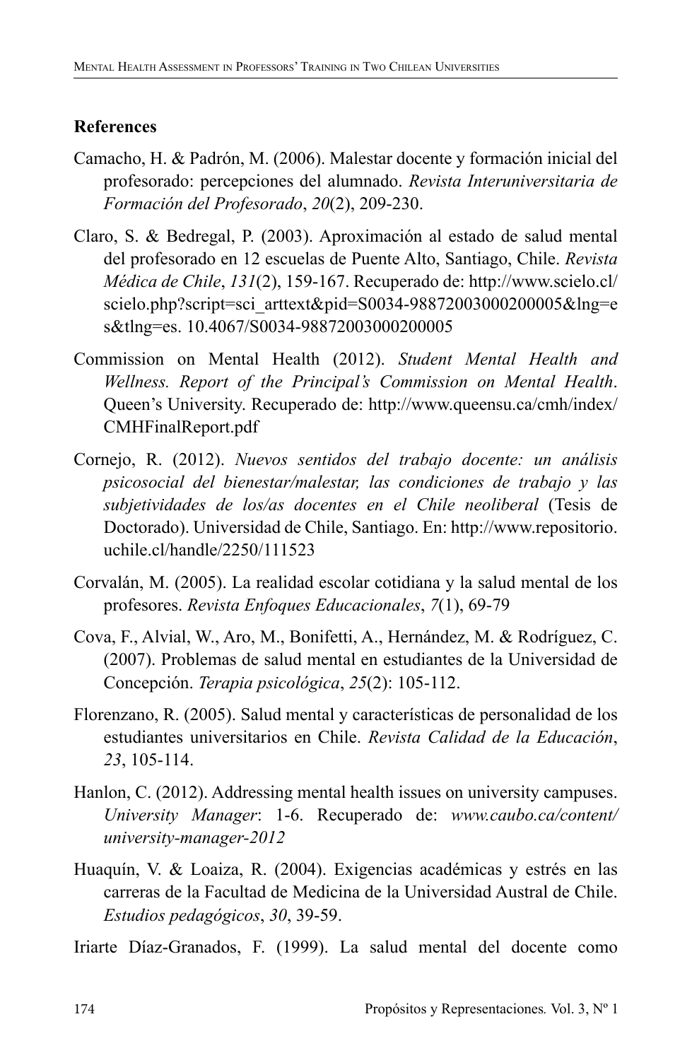## References

Camacho, H. & Padrón, M. (2006). Malestar docente y formación inicial del profesorado: percepciones del alumnado. *Revista Interuniversitaria de Formación del Profesorado*, *20*(2), 209-230.

Claro, S. & Bedregal, P. (2003). Aproximación al estado de salud mental del profesorado en 12 escuelas de Puente Alto, Santiago, Chile. *Revista Médica de Chile*, *131*(2), 159-167. Recuperado de: http://www.scielo.cl/scielo.php?script=sci_arttext&pid=S0034-98872003000200005&lng=es&tlng=es. 10.4067/S0034-98872003000200005

Commission on Mental Health (2012). *Student Mental Health and Wellness. Report of the Principal's Commission on Mental Health*. Queen's University. Recuperado de: http://www.queensu.ca/cmh/index/CMHFinalReport.pdf

Cornejo, R. (2012). *Nuevos sentidos del trabajo docente: un análisis psicosocial del bienestar/malestar, las condiciones de trabajo y las subjetividades de los/as docentes en el Chile neoliberal* (Tesis de Doctorado). Universidad de Chile, Santiago. En: http://www.repositorio.uchile.cl/handle/2250/111523

Corvalán, M. (2005). La realidad escolar cotidiana y la salud mental de los profesores. *Revista Enfoques Educacionales*, *7*(1), 69-79

Cova, F., Alvial, W., Aro, M., Bonifetti, A., Hernández, M. & Rodríguez, C. (2007). Problemas de salud mental en estudiantes de la Universidad de Concepción. *Terapia psicológica*, *25*(2): 105-112.

Florenzano, R. (2005). Salud mental y características de personalidad de los estudiantes universitarios en Chile. *Revista Calidad de la Educación*, *23*, 105-114.

Hanlon, C. (2012). Addressing mental health issues on university campuses. *University Manager*: 1-6. Recuperado de: *www.caubo.ca/content/university-manager-2012*

Huaquín, V. & Loaiza, R. (2004). Exigencias académicas y estrés en las carreras de la Facultad de Medicina de la Universidad Austral de Chile. *Estudios pedagógicos*, *30*, 39-59.

Iriarte Díaz-Granados, F. (1999). La salud mental del docente como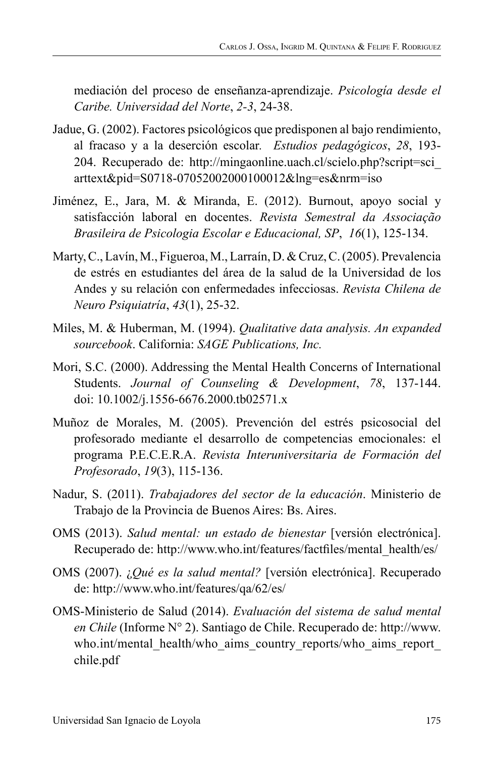mediación del proceso de enseñanza-aprendizaje. *Psicología desde el Caribe. Universidad del Norte*, *2-3*, 24-38.

Jadue, G. (2002). Factores psicológicos que predisponen al bajo rendimiento, al fracaso y a la deserción escolar. *Estudios pedagógicos*, *28*, 193-204. Recuperado de: http://mingaonline.uach.cl/scielo.php?script=sci_arttext&pid=S0718-07052002000100012&lng=es&nrm=iso

Jiménez, E., Jara, M. & Miranda, E. (2012). Burnout, apoyo social y satisfacción laboral en docentes. *Revista Semestral da Associação Brasileira de Psicologia Escolar e Educacional, SP*, *16*(1), 125-134.

Marty, C., Lavín, M., Figueroa, M., Larraín, D. & Cruz, C. (2005). Prevalencia de estrés en estudiantes del área de la salud de la Universidad de los Andes y su relación con enfermedades infecciosas. *Revista Chilena de Neuro Psiquiatría*, *43*(1), 25-32.

Miles, M. & Huberman, M. (1994). *Qualitative data analysis. An expanded sourcebook*. California: *SAGE Publications, Inc.*

Mori, S.C. (2000). Addressing the Mental Health Concerns of International Students. *Journal of Counseling & Development*, *78*, 137-144. doi: 10.1002/j.1556-6676.2000.tb02571.x

Muñoz de Morales, M. (2005). Prevención del estrés psicosocial del profesorado mediante el desarrollo de competencias emocionales: el programa P.E.C.E.R.A. *Revista Interuniversitaria de Formación del Profesorado*, *19*(3), 115-136.

Nadur, S. (2011). *Trabajadores del sector de la educación*. Ministerio de Trabajo de la Provincia de Buenos Aires: Bs. Aires.

OMS (2013). *Salud mental: un estado de bienestar* [versión electrónica]. Recuperado de: http://www.who.int/features/factfiles/mental_health/es/

OMS (2007). *¿Qué es la salud mental?* [versión electrónica]. Recuperado de: http://www.who.int/features/qa/62/es/

OMS-Ministerio de Salud (2014). *Evaluación del sistema de salud mental en Chile* (Informe N° 2). Santiago de Chile. Recuperado de: http://www.who.int/mental_health/who_aims_country_reports/who_aims_report_chile.pdf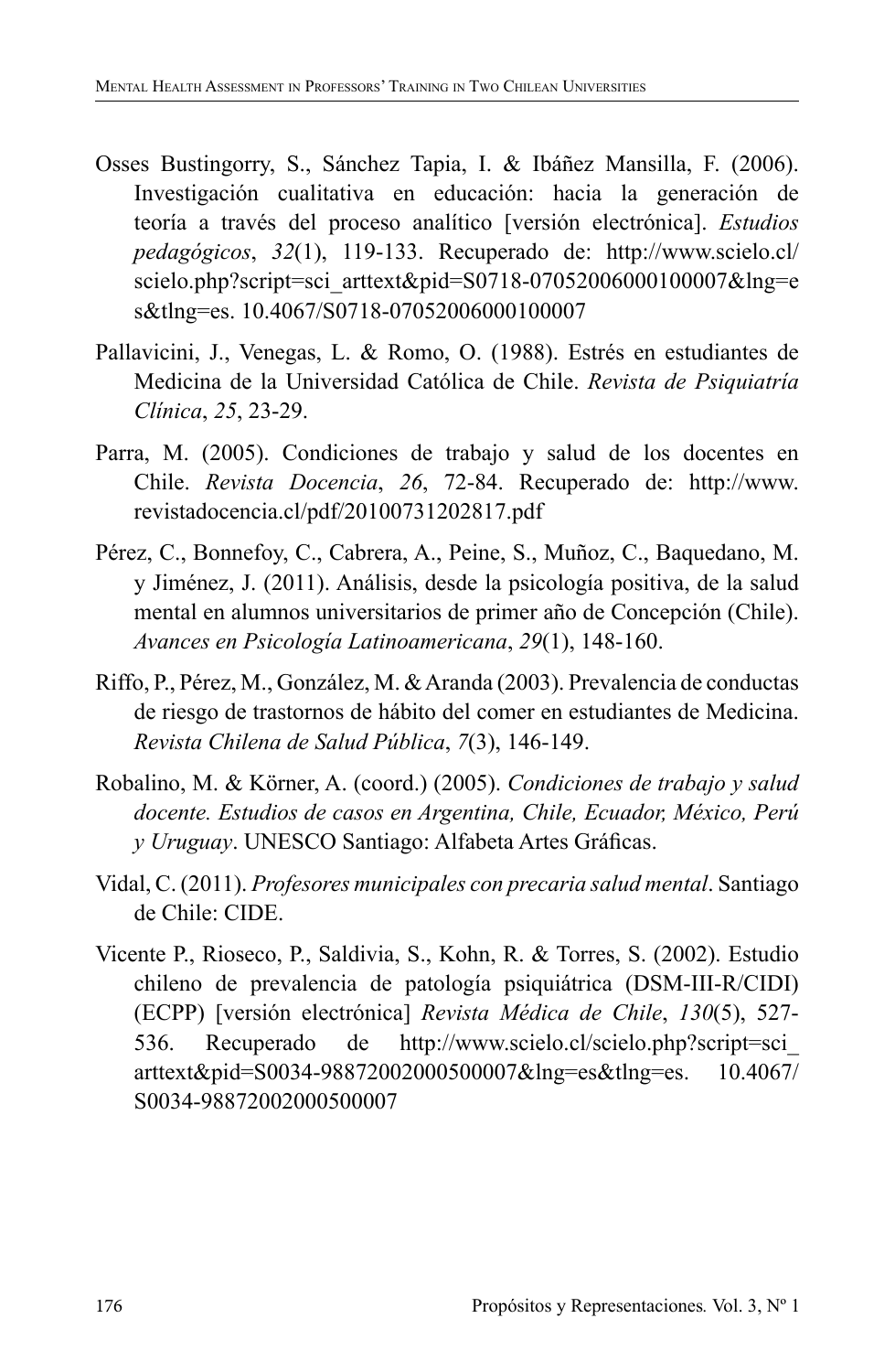Osses Bustingorry, S., Sánchez Tapia, I. & Ibáñez Mansilla, F. (2006). Investigación cualitativa en educación: hacia la generación de teoría a través del proceso analítico [versión electrónica]. *Estudios pedagógicos*, *32*(1), 119-133. Recuperado de: http://www.scielo.cl/scielo.php?script=sci_arttext&pid=S0718-07052006000100007&lng=es&tlng=es. 10.4067/S0718-07052006000100007

Pallavicini, J., Venegas, L. & Romo, O. (1988). Estrés en estudiantes de Medicina de la Universidad Católica de Chile. *Revista de Psiquiatría Clínica*, *25*, 23-29.

Parra, M. (2005). Condiciones de trabajo y salud de los docentes en Chile. *Revista Docencia*, *26*, 72-84. Recuperado de: http://www.revistadocencia.cl/pdf/20100731202817.pdf

Pérez, C., Bonnefoy, C., Cabrera, A., Peine, S., Muñoz, C., Baquedano, M. y Jiménez, J. (2011). Análisis, desde la psicología positiva, de la salud mental en alumnos universitarios de primer año de Concepción (Chile). *Avances en Psicología Latinoamericana*, *29*(1), 148-160.

Riffo, P., Pérez, M., González, M. & Aranda (2003). Prevalencia de conductas de riesgo de trastornos de hábito del comer en estudiantes de Medicina. *Revista Chilena de Salud Pública*, *7*(3), 146-149.

Robalino, M. & Körner, A. (coord.) (2005). *Condiciones de trabajo y salud docente. Estudios de casos en Argentina, Chile, Ecuador, México, Perú y Uruguay*. UNESCO Santiago: Alfabeta Artes Gráficas.

Vidal, C. (2011). *Profesores municipales con precaria salud mental*. Santiago de Chile: CIDE.

Vicente P., Rioseco, P., Saldivia, S., Kohn, R. & Torres, S. (2002). Estudio chileno de prevalencia de patología psiquiátrica (DSM-III-R/CIDI) (ECPP) [versión electrónica] *Revista Médica de Chile*, *130*(5), 527-536. Recuperado de http://www.scielo.cl/scielo.php?script=sci_arttext&pid=S0034-98872002000500007&lng=es&tlng=es. 10.4067/S0034-98872002000500007